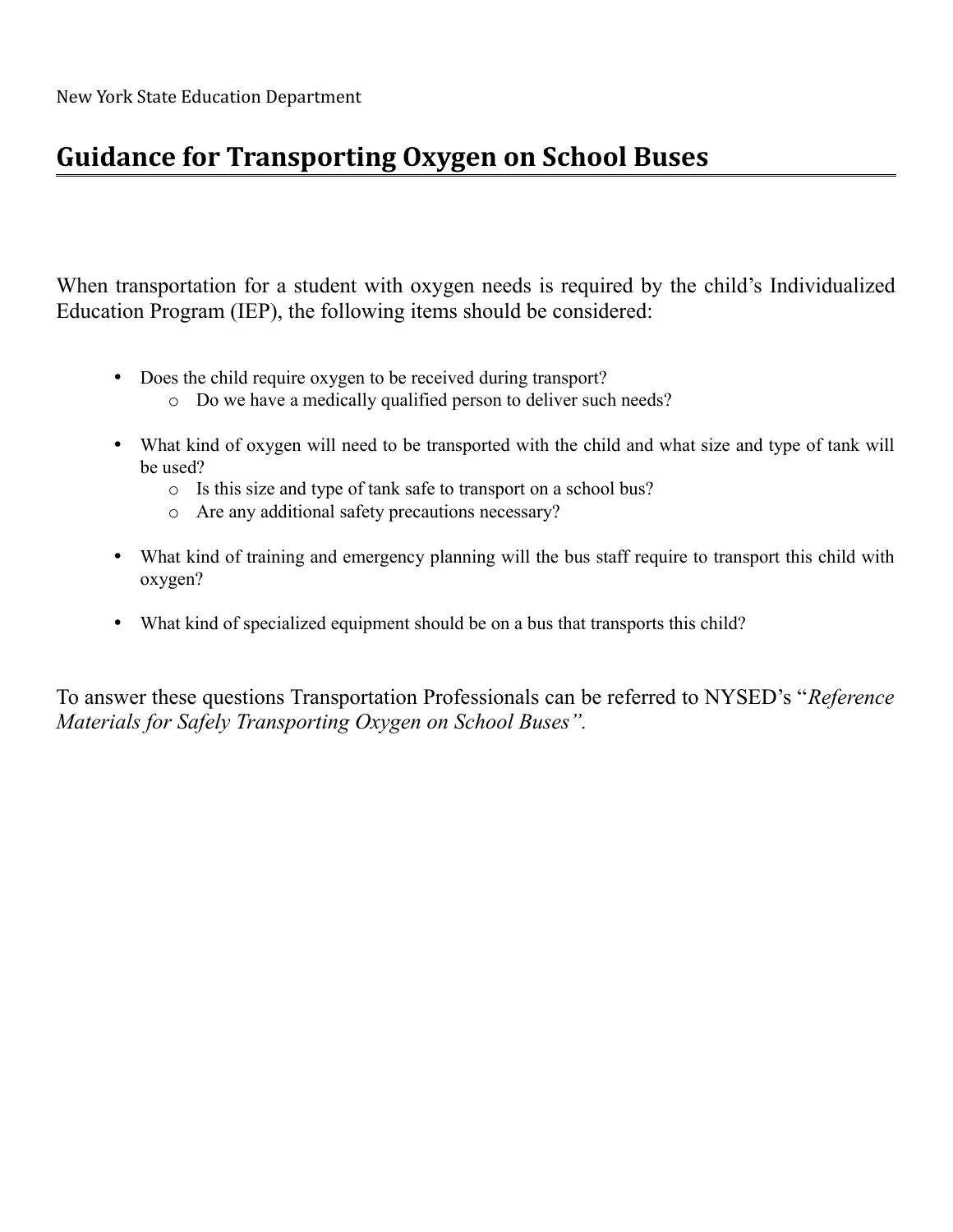New York State Education Department

# Guidance for Transporting Oxygen on School Buses

When transportation for a student with oxygen needs is required by the child's Individualized Education Program (IEP), the following items should be considered:

- Does the child require oxygen to be received during transport?
  - Do we have a medically qualified person to deliver such needs?
- What kind of oxygen will need to be transported with the child and what size and type of tank will be used?
  - Is this size and type of tank safe to transport on a school bus?
  - Are any additional safety precautions necessary?
- What kind of training and emergency planning will the bus staff require to transport this child with oxygen?
- What kind of specialized equipment should be on a bus that transports this child?

To answer these questions Transportation Professionals can be referred to NYSED's "*Reference Materials for Safely Transporting Oxygen on School Buses"*.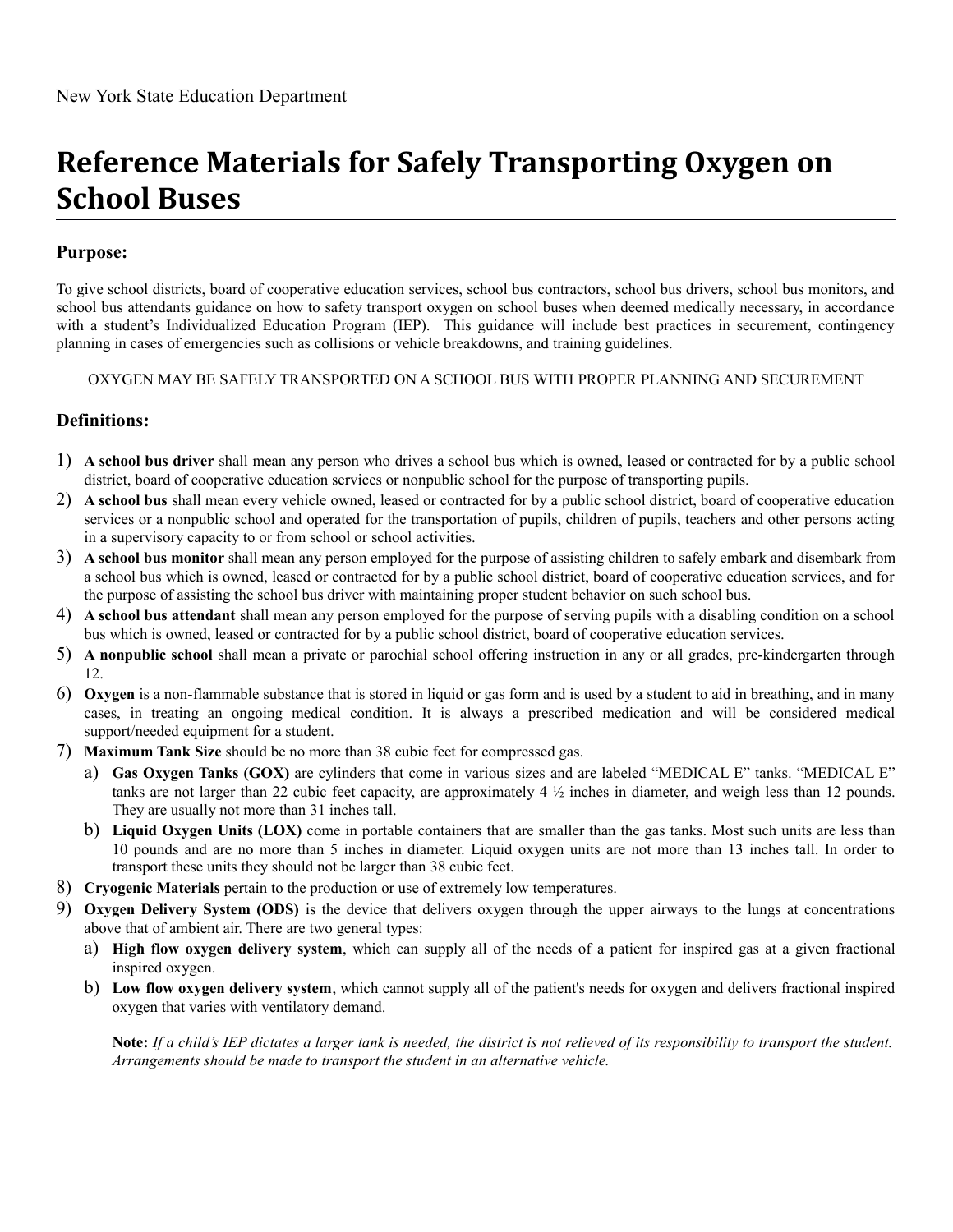New York State Education Department

# Reference Materials for Safely Transporting Oxygen on School Buses

## Purpose:

To give school districts, board of cooperative education services, school bus contractors, school bus drivers, school bus monitors, and school bus attendants guidance on how to safety transport oxygen on school buses when deemed medically necessary, in accordance with a student's Individualized Education Program (IEP). This guidance will include best practices in securement, contingency planning in cases of emergencies such as collisions or vehicle breakdowns, and training guidelines.

OXYGEN MAY BE SAFELY TRANSPORTED ON A SCHOOL BUS WITH PROPER PLANNING AND SECUREMENT

## Definitions:

1) **A school bus driver** shall mean any person who drives a school bus which is owned, leased or contracted for by a public school district, board of cooperative education services or nonpublic school for the purpose of transporting pupils.
2) **A school bus** shall mean every vehicle owned, leased or contracted for by a public school district, board of cooperative education services or a nonpublic school and operated for the transportation of pupils, children of pupils, teachers and other persons acting in a supervisory capacity to or from school or school activities.
3) **A school bus monitor** shall mean any person employed for the purpose of assisting children to safely embark and disembark from a school bus which is owned, leased or contracted for by a public school district, board of cooperative education services, and for the purpose of assisting the school bus driver with maintaining proper student behavior on such school bus.
4) **A school bus attendant** shall mean any person employed for the purpose of serving pupils with a disabling condition on a school bus which is owned, leased or contracted for by a public school district, board of cooperative education services.
5) **A nonpublic school** shall mean a private or parochial school offering instruction in any or all grades, pre-kindergarten through 12.
6) **Oxygen** is a non-flammable substance that is stored in liquid or gas form and is used by a student to aid in breathing, and in many cases, in treating an ongoing medical condition. It is always a prescribed medication and will be considered medical support/needed equipment for a student.
7) **Maximum Tank Size** should be no more than 38 cubic feet for compressed gas.
   a) **Gas Oxygen Tanks (GOX)** are cylinders that come in various sizes and are labeled "MEDICAL E" tanks. "MEDICAL E" tanks are not larger than 22 cubic feet capacity, are approximately 4 ½ inches in diameter, and weigh less than 12 pounds. They are usually not more than 31 inches tall.
   b) **Liquid Oxygen Units (LOX)** come in portable containers that are smaller than the gas tanks. Most such units are less than 10 pounds and are no more than 5 inches in diameter. Liquid oxygen units are not more than 13 inches tall. In order to transport these units they should not be larger than 38 cubic feet.
8) **Cryogenic Materials** pertain to the production or use of extremely low temperatures.
9) **Oxygen Delivery System (ODS)** is the device that delivers oxygen through the upper airways to the lungs at concentrations above that of ambient air. There are two general types:
   a) **High flow oxygen delivery system**, which can supply all of the needs of a patient for inspired gas at a given fractional inspired oxygen.
   b) **Low flow oxygen delivery system**, which cannot supply all of the patient's needs for oxygen and delivers fractional inspired oxygen that varies with ventilatory demand.

   **Note:** *If a child's IEP dictates a larger tank is needed, the district is not relieved of its responsibility to transport the student. Arrangements should be made to transport the student in an alternative vehicle.*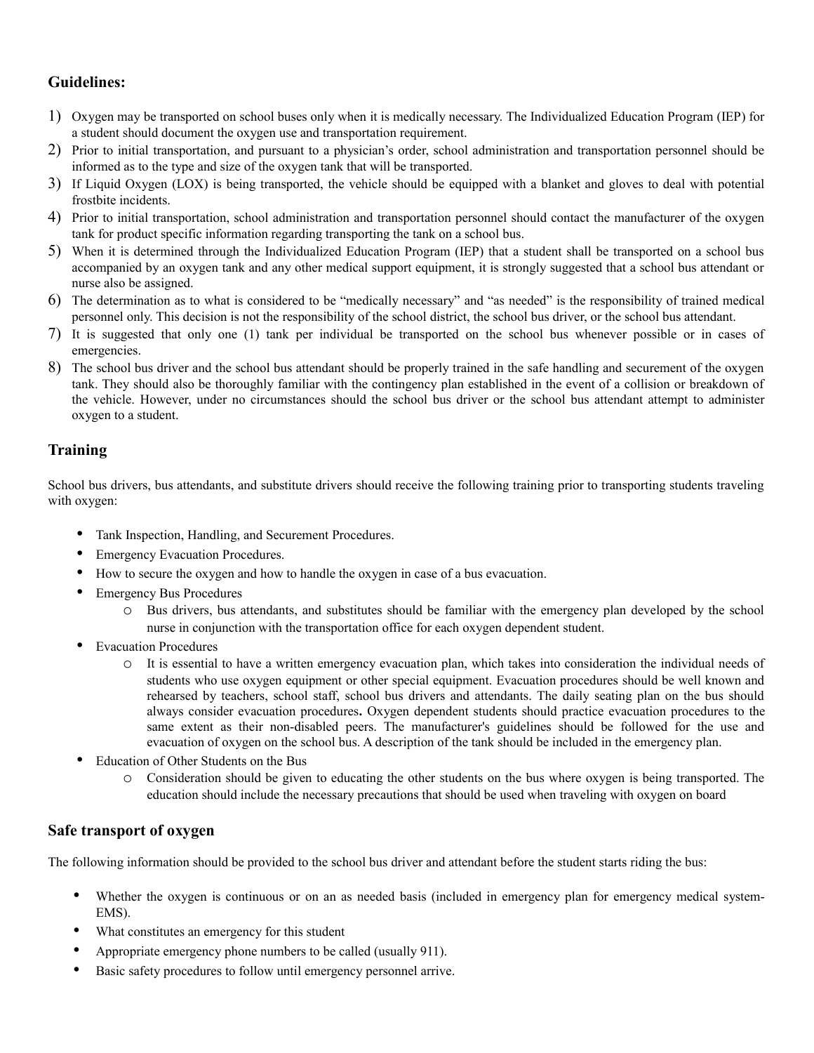## Guidelines:

1) Oxygen may be transported on school buses only when it is medically necessary. The Individualized Education Program (IEP) for a student should document the oxygen use and transportation requirement.
2) Prior to initial transportation, and pursuant to a physician's order, school administration and transportation personnel should be informed as to the type and size of the oxygen tank that will be transported.
3) If Liquid Oxygen (LOX) is being transported, the vehicle should be equipped with a blanket and gloves to deal with potential frostbite incidents.
4) Prior to initial transportation, school administration and transportation personnel should contact the manufacturer of the oxygen tank for product specific information regarding transporting the tank on a school bus.
5) When it is determined through the Individualized Education Program (IEP) that a student shall be transported on a school bus accompanied by an oxygen tank and any other medical support equipment, it is strongly suggested that a school bus attendant or nurse also be assigned.
6) The determination as to what is considered to be "medically necessary" and "as needed" is the responsibility of trained medical personnel only. This decision is not the responsibility of the school district, the school bus driver, or the school bus attendant.
7) It is suggested that only one (1) tank per individual be transported on the school bus whenever possible or in cases of emergencies.
8) The school bus driver and the school bus attendant should be properly trained in the safe handling and securement of the oxygen tank. They should also be thoroughly familiar with the contingency plan established in the event of a collision or breakdown of the vehicle. However, under no circumstances should the school bus driver or the school bus attendant attempt to administer oxygen to a student.

## Training

School bus drivers, bus attendants, and substitute drivers should receive the following training prior to transporting students traveling with oxygen:

- Tank Inspection, Handling, and Securement Procedures.
- Emergency Evacuation Procedures.
- How to secure the oxygen and how to handle the oxygen in case of a bus evacuation.
- Emergency Bus Procedures
  - Bus drivers, bus attendants, and substitutes should be familiar with the emergency plan developed by the school nurse in conjunction with the transportation office for each oxygen dependent student.
- Evacuation Procedures
  - It is essential to have a written emergency evacuation plan, which takes into consideration the individual needs of students who use oxygen equipment or other special equipment. Evacuation procedures should be well known and rehearsed by teachers, school staff, school bus drivers and attendants. The daily seating plan on the bus should always consider evacuation procedures**.** Oxygen dependent students should practice evacuation procedures to the same extent as their non-disabled peers. The manufacturer's guidelines should be followed for the use and evacuation of oxygen on the school bus. A description of the tank should be included in the emergency plan.
- Education of Other Students on the Bus
  - Consideration should be given to educating the other students on the bus where oxygen is being transported. The education should include the necessary precautions that should be used when traveling with oxygen on board

## Safe transport of oxygen

The following information should be provided to the school bus driver and attendant before the student starts riding the bus:

- Whether the oxygen is continuous or on an as needed basis (included in emergency plan for emergency medical system-EMS).
- What constitutes an emergency for this student
- Appropriate emergency phone numbers to be called (usually 911).
- Basic safety procedures to follow until emergency personnel arrive.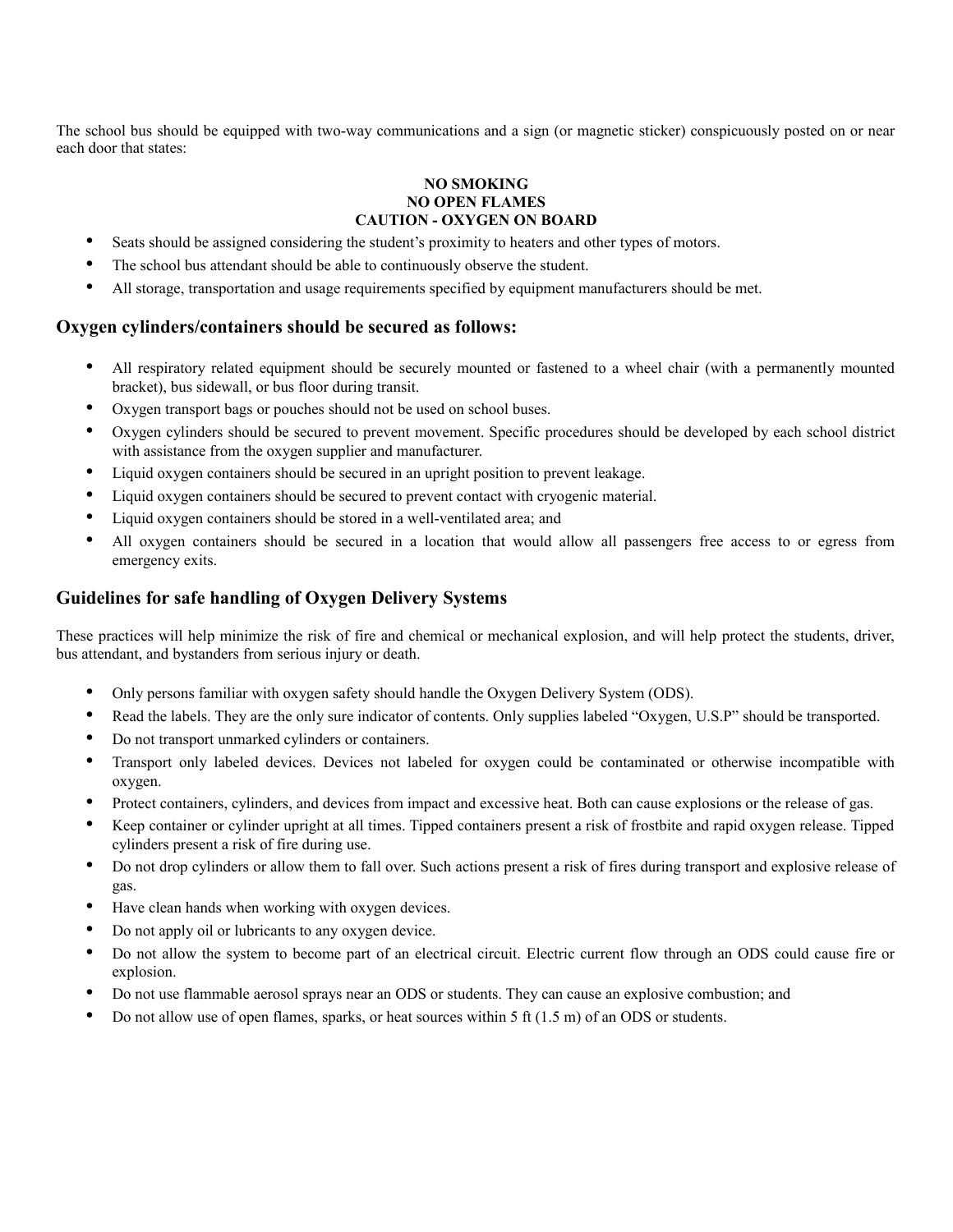The school bus should be equipped with two-way communications and a sign (or magnetic sticker) conspicuously posted on or near each door that states:

**NO SMOKING**
**NO OPEN FLAMES**
**CAUTION - OXYGEN ON BOARD**

- Seats should be assigned considering the student's proximity to heaters and other types of motors.
- The school bus attendant should be able to continuously observe the student.
- All storage, transportation and usage requirements specified by equipment manufacturers should be met.

## Oxygen cylinders/containers should be secured as follows:

- All respiratory related equipment should be securely mounted or fastened to a wheel chair (with a permanently mounted bracket), bus sidewall, or bus floor during transit.
- Oxygen transport bags or pouches should not be used on school buses.
- Oxygen cylinders should be secured to prevent movement. Specific procedures should be developed by each school district with assistance from the oxygen supplier and manufacturer.
- Liquid oxygen containers should be secured in an upright position to prevent leakage.
- Liquid oxygen containers should be secured to prevent contact with cryogenic material.
- Liquid oxygen containers should be stored in a well-ventilated area; and
- All oxygen containers should be secured in a location that would allow all passengers free access to or egress from emergency exits.

## Guidelines for safe handling of Oxygen Delivery Systems

These practices will help minimize the risk of fire and chemical or mechanical explosion, and will help protect the students, driver, bus attendant, and bystanders from serious injury or death.

- Only persons familiar with oxygen safety should handle the Oxygen Delivery System (ODS).
- Read the labels. They are the only sure indicator of contents. Only supplies labeled "Oxygen, U.S.P" should be transported.
- Do not transport unmarked cylinders or containers.
- Transport only labeled devices. Devices not labeled for oxygen could be contaminated or otherwise incompatible with oxygen.
- Protect containers, cylinders, and devices from impact and excessive heat. Both can cause explosions or the release of gas.
- Keep container or cylinder upright at all times. Tipped containers present a risk of frostbite and rapid oxygen release. Tipped cylinders present a risk of fire during use.
- Do not drop cylinders or allow them to fall over. Such actions present a risk of fires during transport and explosive release of gas.
- Have clean hands when working with oxygen devices.
- Do not apply oil or lubricants to any oxygen device.
- Do not allow the system to become part of an electrical circuit. Electric current flow through an ODS could cause fire or explosion.
- Do not use flammable aerosol sprays near an ODS or students. They can cause an explosive combustion; and
- Do not allow use of open flames, sparks, or heat sources within 5 ft (1.5 m) of an ODS or students.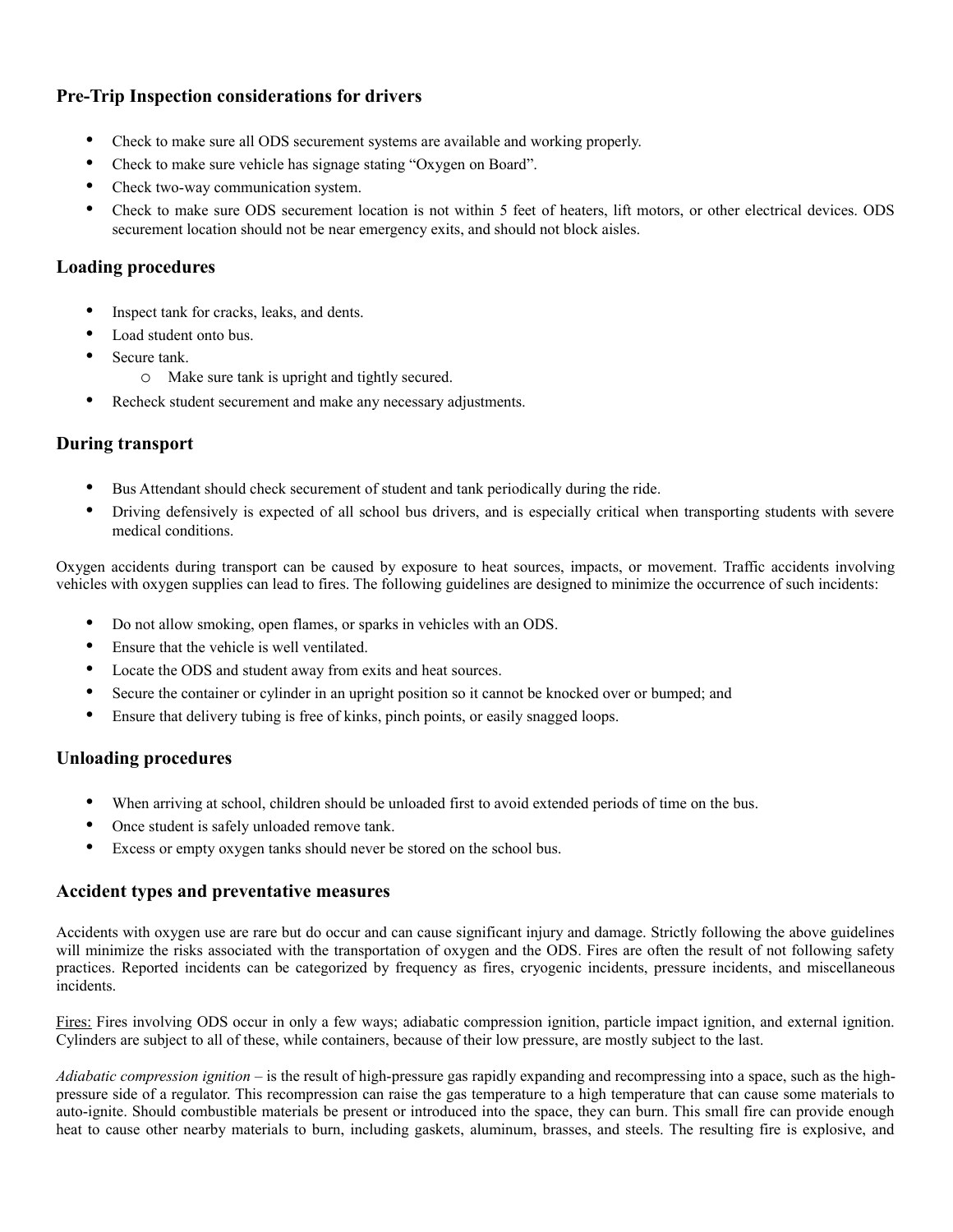### Pre-Trip Inspection considerations for drivers

- Check to make sure all ODS securement systems are available and working properly.
- Check to make sure vehicle has signage stating "Oxygen on Board".
- Check two-way communication system.
- Check to make sure ODS securement location is not within 5 feet of heaters, lift motors, or other electrical devices. ODS securement location should not be near emergency exits, and should not block aisles.

### Loading procedures

- Inspect tank for cracks, leaks, and dents.
- Load student onto bus.
- Secure tank.
  - Make sure tank is upright and tightly secured.
- Recheck student securement and make any necessary adjustments.

### During transport

- Bus Attendant should check securement of student and tank periodically during the ride.
- Driving defensively is expected of all school bus drivers, and is especially critical when transporting students with severe medical conditions.

Oxygen accidents during transport can be caused by exposure to heat sources, impacts, or movement. Traffic accidents involving vehicles with oxygen supplies can lead to fires. The following guidelines are designed to minimize the occurrence of such incidents:

- Do not allow smoking, open flames, or sparks in vehicles with an ODS.
- Ensure that the vehicle is well ventilated.
- Locate the ODS and student away from exits and heat sources.
- Secure the container or cylinder in an upright position so it cannot be knocked over or bumped; and
- Ensure that delivery tubing is free of kinks, pinch points, or easily snagged loops.

### Unloading procedures

- When arriving at school, children should be unloaded first to avoid extended periods of time on the bus.
- Once student is safely unloaded remove tank.
- Excess or empty oxygen tanks should never be stored on the school bus.

### Accident types and preventative measures

Accidents with oxygen use are rare but do occur and can cause significant injury and damage. Strictly following the above guidelines will minimize the risks associated with the transportation of oxygen and the ODS. Fires are often the result of not following safety practices. Reported incidents can be categorized by frequency as fires, cryogenic incidents, pressure incidents, and miscellaneous incidents.

Fires: Fires involving ODS occur in only a few ways; adiabatic compression ignition, particle impact ignition, and external ignition. Cylinders are subject to all of these, while containers, because of their low pressure, are mostly subject to the last.

*Adiabatic compression ignition* – is the result of high-pressure gas rapidly expanding and recompressing into a space, such as the high-pressure side of a regulator. This recompression can raise the gas temperature to a high temperature that can cause some materials to auto-ignite. Should combustible materials be present or introduced into the space, they can burn. This small fire can provide enough heat to cause other nearby materials to burn, including gaskets, aluminum, brasses, and steels. The resulting fire is explosive, and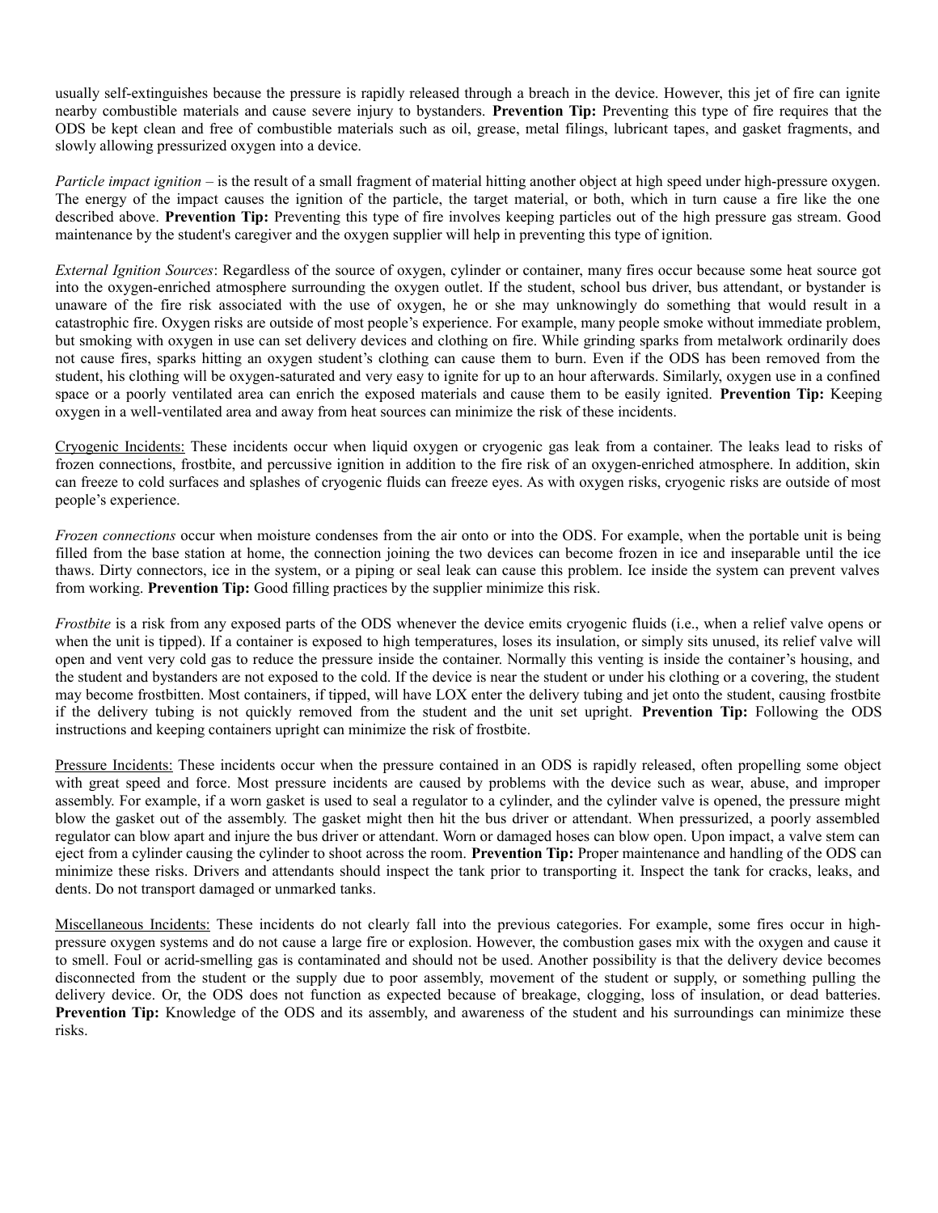usually self-extinguishes because the pressure is rapidly released through a breach in the device. However, this jet of fire can ignite nearby combustible materials and cause severe injury to bystanders. **Prevention Tip:** Preventing this type of fire requires that the ODS be kept clean and free of combustible materials such as oil, grease, metal filings, lubricant tapes, and gasket fragments, and slowly allowing pressurized oxygen into a device.

*Particle impact ignition* – is the result of a small fragment of material hitting another object at high speed under high-pressure oxygen. The energy of the impact causes the ignition of the particle, the target material, or both, which in turn cause a fire like the one described above. **Prevention Tip:** Preventing this type of fire involves keeping particles out of the high pressure gas stream. Good maintenance by the student's caregiver and the oxygen supplier will help in preventing this type of ignition.

*External Ignition Sources*: Regardless of the source of oxygen, cylinder or container, many fires occur because some heat source got into the oxygen-enriched atmosphere surrounding the oxygen outlet. If the student, school bus driver, bus attendant, or bystander is unaware of the fire risk associated with the use of oxygen, he or she may unknowingly do something that would result in a catastrophic fire. Oxygen risks are outside of most people's experience. For example, many people smoke without immediate problem, but smoking with oxygen in use can set delivery devices and clothing on fire. While grinding sparks from metalwork ordinarily does not cause fires, sparks hitting an oxygen student's clothing can cause them to burn. Even if the ODS has been removed from the student, his clothing will be oxygen-saturated and very easy to ignite for up to an hour afterwards. Similarly, oxygen use in a confined space or a poorly ventilated area can enrich the exposed materials and cause them to be easily ignited. **Prevention Tip:** Keeping oxygen in a well-ventilated area and away from heat sources can minimize the risk of these incidents.

<u>Cryogenic Incidents:</u> These incidents occur when liquid oxygen or cryogenic gas leak from a container. The leaks lead to risks of frozen connections, frostbite, and percussive ignition in addition to the fire risk of an oxygen-enriched atmosphere. In addition, skin can freeze to cold surfaces and splashes of cryogenic fluids can freeze eyes. As with oxygen risks, cryogenic risks are outside of most people's experience.

*Frozen connections* occur when moisture condenses from the air onto or into the ODS. For example, when the portable unit is being filled from the base station at home, the connection joining the two devices can become frozen in ice and inseparable until the ice thaws. Dirty connectors, ice in the system, or a piping or seal leak can cause this problem. Ice inside the system can prevent valves from working. **Prevention Tip:** Good filling practices by the supplier minimize this risk.

*Frostbite* is a risk from any exposed parts of the ODS whenever the device emits cryogenic fluids (i.e., when a relief valve opens or when the unit is tipped). If a container is exposed to high temperatures, loses its insulation, or simply sits unused, its relief valve will open and vent very cold gas to reduce the pressure inside the container. Normally this venting is inside the container's housing, and the student and bystanders are not exposed to the cold. If the device is near the student or under his clothing or a covering, the student may become frostbitten. Most containers, if tipped, will have LOX enter the delivery tubing and jet onto the student, causing frostbite if the delivery tubing is not quickly removed from the student and the unit set upright. **Prevention Tip:** Following the ODS instructions and keeping containers upright can minimize the risk of frostbite.

<u>Pressure Incidents:</u> These incidents occur when the pressure contained in an ODS is rapidly released, often propelling some object with great speed and force. Most pressure incidents are caused by problems with the device such as wear, abuse, and improper assembly. For example, if a worn gasket is used to seal a regulator to a cylinder, and the cylinder valve is opened, the pressure might blow the gasket out of the assembly. The gasket might then hit the bus driver or attendant. When pressurized, a poorly assembled regulator can blow apart and injure the bus driver or attendant. Worn or damaged hoses can blow open. Upon impact, a valve stem can eject from a cylinder causing the cylinder to shoot across the room. **Prevention Tip:** Proper maintenance and handling of the ODS can minimize these risks. Drivers and attendants should inspect the tank prior to transporting it. Inspect the tank for cracks, leaks, and dents. Do not transport damaged or unmarked tanks.

<u>Miscellaneous Incidents:</u> These incidents do not clearly fall into the previous categories. For example, some fires occur in high-pressure oxygen systems and do not cause a large fire or explosion. However, the combustion gases mix with the oxygen and cause it to smell. Foul or acrid-smelling gas is contaminated and should not be used. Another possibility is that the delivery device becomes disconnected from the student or the supply due to poor assembly, movement of the student or supply, or something pulling the delivery device. Or, the ODS does not function as expected because of breakage, clogging, loss of insulation, or dead batteries. **Prevention Tip:** Knowledge of the ODS and its assembly, and awareness of the student and his surroundings can minimize these risks.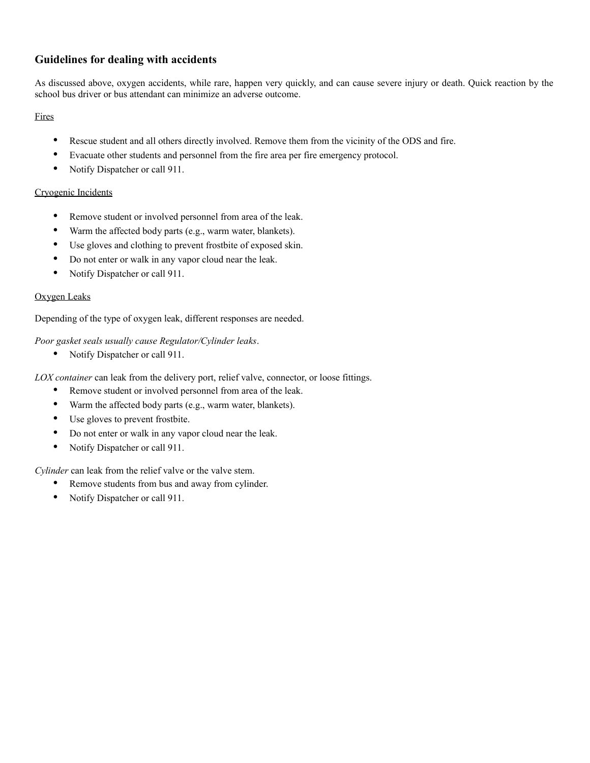## Guidelines for dealing with accidents

As discussed above, oxygen accidents, while rare, happen very quickly, and can cause severe injury or death. Quick reaction by the school bus driver or bus attendant can minimize an adverse outcome.

<u>Fires</u>

- Rescue student and all others directly involved. Remove them from the vicinity of the ODS and fire.
- Evacuate other students and personnel from the fire area per fire emergency protocol.
- Notify Dispatcher or call 911.

<u>Cryogenic Incidents</u>

- Remove student or involved personnel from area of the leak.
- Warm the affected body parts (e.g., warm water, blankets).
- Use gloves and clothing to prevent frostbite of exposed skin.
- Do not enter or walk in any vapor cloud near the leak.
- Notify Dispatcher or call 911.

<u>Oxygen Leaks</u>

Depending of the type of oxygen leak, different responses are needed.

*Poor gasket seals usually cause Regulator/Cylinder leaks*.

- Notify Dispatcher or call 911.

*LOX container* can leak from the delivery port, relief valve, connector, or loose fittings.

- Remove student or involved personnel from area of the leak.
- Warm the affected body parts (e.g., warm water, blankets).
- Use gloves to prevent frostbite.
- Do not enter or walk in any vapor cloud near the leak.
- Notify Dispatcher or call 911.

*Cylinder* can leak from the relief valve or the valve stem.

- Remove students from bus and away from cylinder.
- Notify Dispatcher or call 911.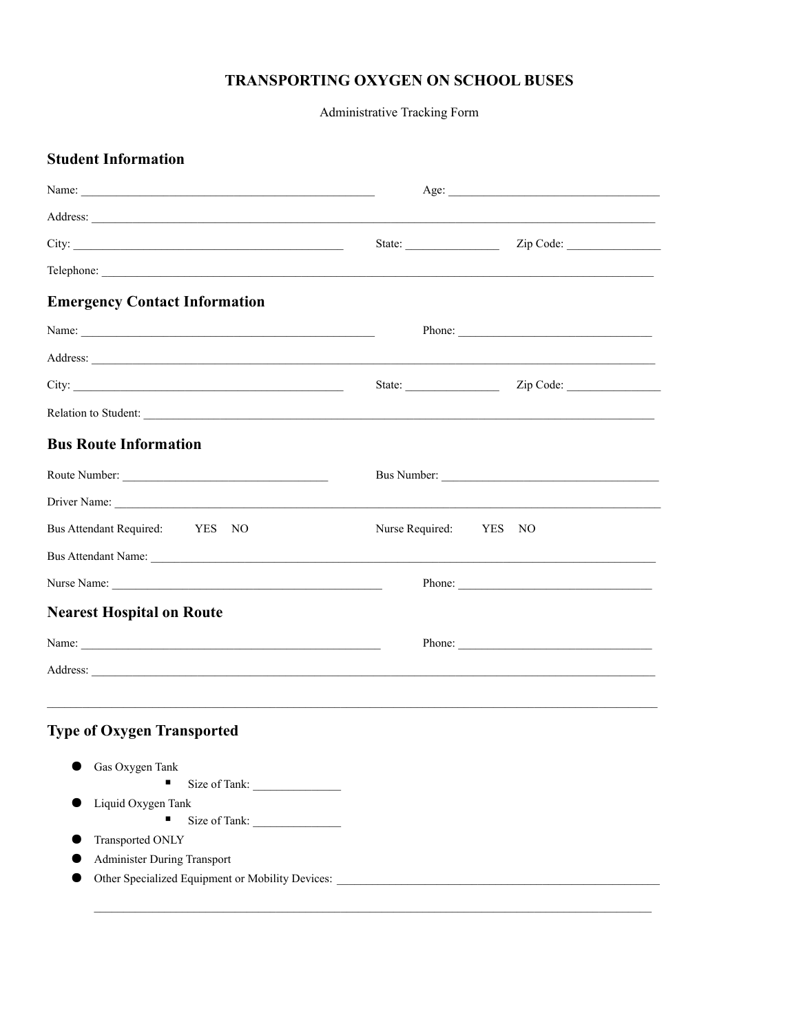# TRANSPORTING OXYGEN ON SCHOOL BUSES

Administrative Tracking Form

## Student Information

Name: ______________________________ Age: ______________________________

Address: ______________________________________________________________

City: ______________________________ State: ______________ Zip Code: ______________

Telephone: ______________________________________________________________

## Emergency Contact Information

Name: ______________________________ Phone: ______________________________

Address: ______________________________________________________________

City: ______________________________ State: ______________ Zip Code: ______________

Relation to Student: ______________________________________________________

## Bus Route Information

Route Number: ______________________________ Bus Number: ______________________________

Driver Name: ______________________________________________________________

Bus Attendant Required: YES NO Nurse Required: YES NO

Bus Attendant Name: ______________________________________________________

Nurse Name: ______________________________ Phone: ______________________________

## Nearest Hospital on Route

Name: ______________________________ Phone: ______________________________

Address: ______________________________________________________________

______________________________________________________________________

## Type of Oxygen Transported

- Gas Oxygen Tank
  - Size of Tank: ______________
- Liquid Oxygen Tank
  - Size of Tank: ______________
- Transported ONLY
- Administer During Transport
- Other Specialized Equipment or Mobility Devices: ______________________________

  ______________________________________________________________________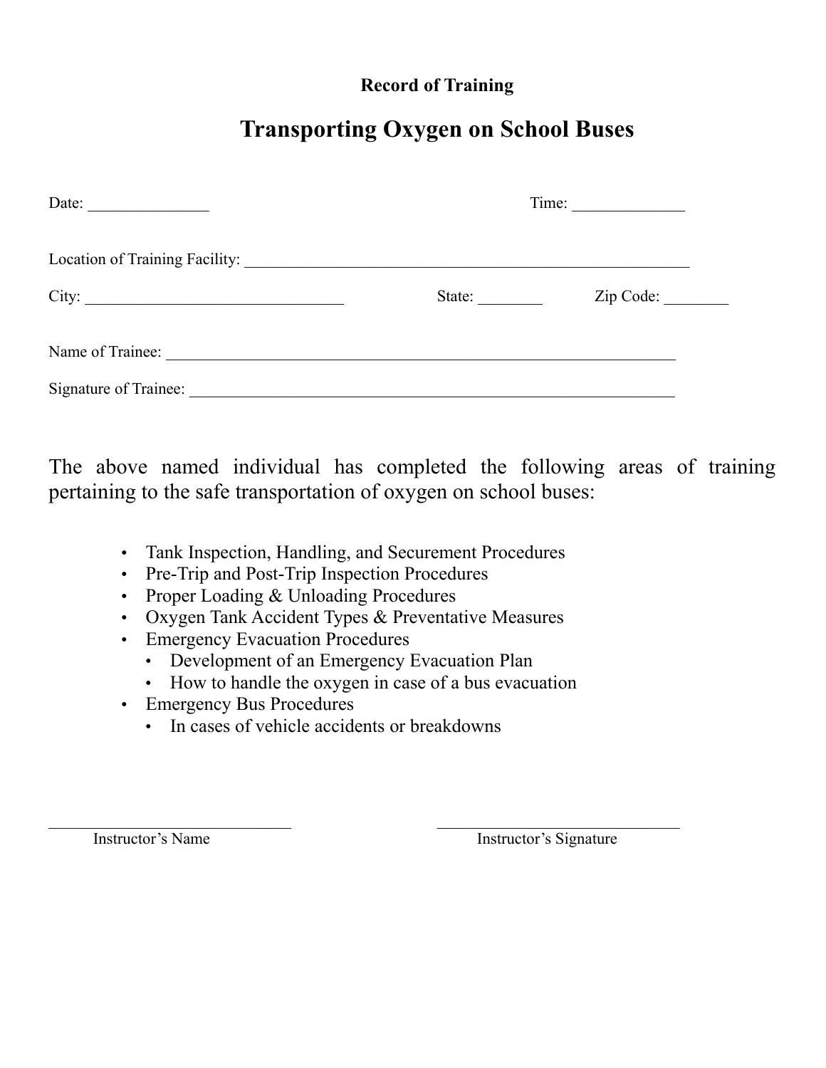**Record of Training**

# Transporting Oxygen on School Buses

Date: _______________ Time: ______________

Location of Training Facility: __________________________________________________________

City: ________________________________ State: ________ Zip Code: ________

Name of Trainee: _________________________________________________________________

Signature of Trainee: ______________________________________________________________

The above named individual has completed the following areas of training pertaining to the safe transportation of oxygen on school buses:

- Tank Inspection, Handling, and Securement Procedures
- Pre-Trip and Post-Trip Inspection Procedures
- Proper Loading & Unloading Procedures
- Oxygen Tank Accident Types & Preventative Measures
- Emergency Evacuation Procedures
  - Development of an Emergency Evacuation Plan
  - How to handle the oxygen in case of a bus evacuation
- Emergency Bus Procedures
  - In cases of vehicle accidents or breakdowns

_______________________________ Instructor's Name

_______________________________ Instructor's Signature